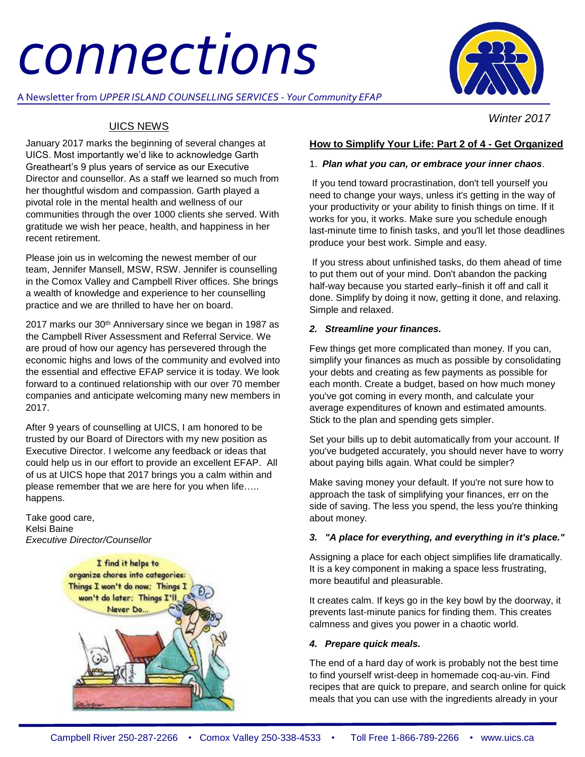# connections

A Newsletter from *UPPER ISLAND COUNSELLING SERVICES - Your Community EFAP*

*Winter 2017*

## UICS NEWS

January 2017 marks the beginning of several changes at UICS. Most importantly we'd like to acknowledge Garth Greatheart's 9 plus years of service as our Executive Director and counsellor. As a staff we learned so much from her thoughtful wisdom and compassion. Garth played a pivotal role in the mental health and wellness of our communities through the over 1000 clients she served. With gratitude we wish her peace, health, and happiness in her recent retirement.

Please join us in welcoming the newest member of our team, Jennifer Mansell, MSW, RSW. Jennifer is counselling in the Comox Valley and Campbell River offices. She brings a wealth of knowledge and experience to her counselling practice and we are thrilled to have her on board.

2017 marks our 30th Anniversary since we began in 1987 as the Campbell River Assessment and Referral Service. We are proud of how our agency has persevered through the economic highs and lows of the community and evolved into the essential and effective EFAP service it is today. We look forward to a continued relationship with our over 70 member companies and anticipate welcoming many new members in 2017.

After 9 years of counselling at UICS, I am honored to be trusted by our Board of Directors with my new position as Executive Director. I welcome any feedback or ideas that could help us in our effort to provide an excellent EFAP. All of us at UICS hope that 2017 brings you a calm within and please remember that we are here for you when life….. happens.

Take good care,
Kelsi Baine
*Executive Director/Counsellor*

I find it helps to organize chores into categories: Things I won't do now; Things I won't do later; Things I'll Never Do...

## How to Simplify Your Life: Part 2 of 4 - Get Organized

1. ***Plan what you can, or embrace your inner chaos***.

If you tend toward procrastination, don't tell yourself you need to change your ways, unless it's getting in the way of your productivity or your ability to finish things on time. If it works for you, it works. Make sure you schedule enough last-minute time to finish tasks, and you'll let those deadlines produce your best work. Simple and easy.

If you stress about unfinished tasks, do them ahead of time to put them out of your mind. Don't abandon the packing half-way because you started early–finish it off and call it done. Simplify by doing it now, getting it done, and relaxing. Simple and relaxed.

2. ***Streamline your finances.***

Few things get more complicated than money. If you can, simplify your finances as much as possible by consolidating your debts and creating as few payments as possible for each month. Create a budget, based on how much money you've got coming in every month, and calculate your average expenditures of known and estimated amounts. Stick to the plan and spending gets simpler.

Set your bills up to debit automatically from your account. If you've budgeted accurately, you should never have to worry about paying bills again. What could be simpler?

Make saving money your default. If you're not sure how to approach the task of simplifying your finances, err on the side of saving. The less you spend, the less you're thinking about money.

3. ***"A place for everything, and everything in it's place."***

Assigning a place for each object simplifies life dramatically. It is a key component in making a space less frustrating, more beautiful and pleasurable.

It creates calm. If keys go in the key bowl by the doorway, it prevents last-minute panics for finding them. This creates calmness and gives you power in a chaotic world.

4. ***Prepare quick meals.***

The end of a hard day of work is probably not the best time to find yourself wrist-deep in homemade coq-au-vin. Find recipes that are quick to prepare, and search online for quick meals that you can use with the ingredients already in your

Campbell River 250-287-2266 • Comox Valley 250-338-4533 • Toll Free 1-866-789-2266 • www.uics.ca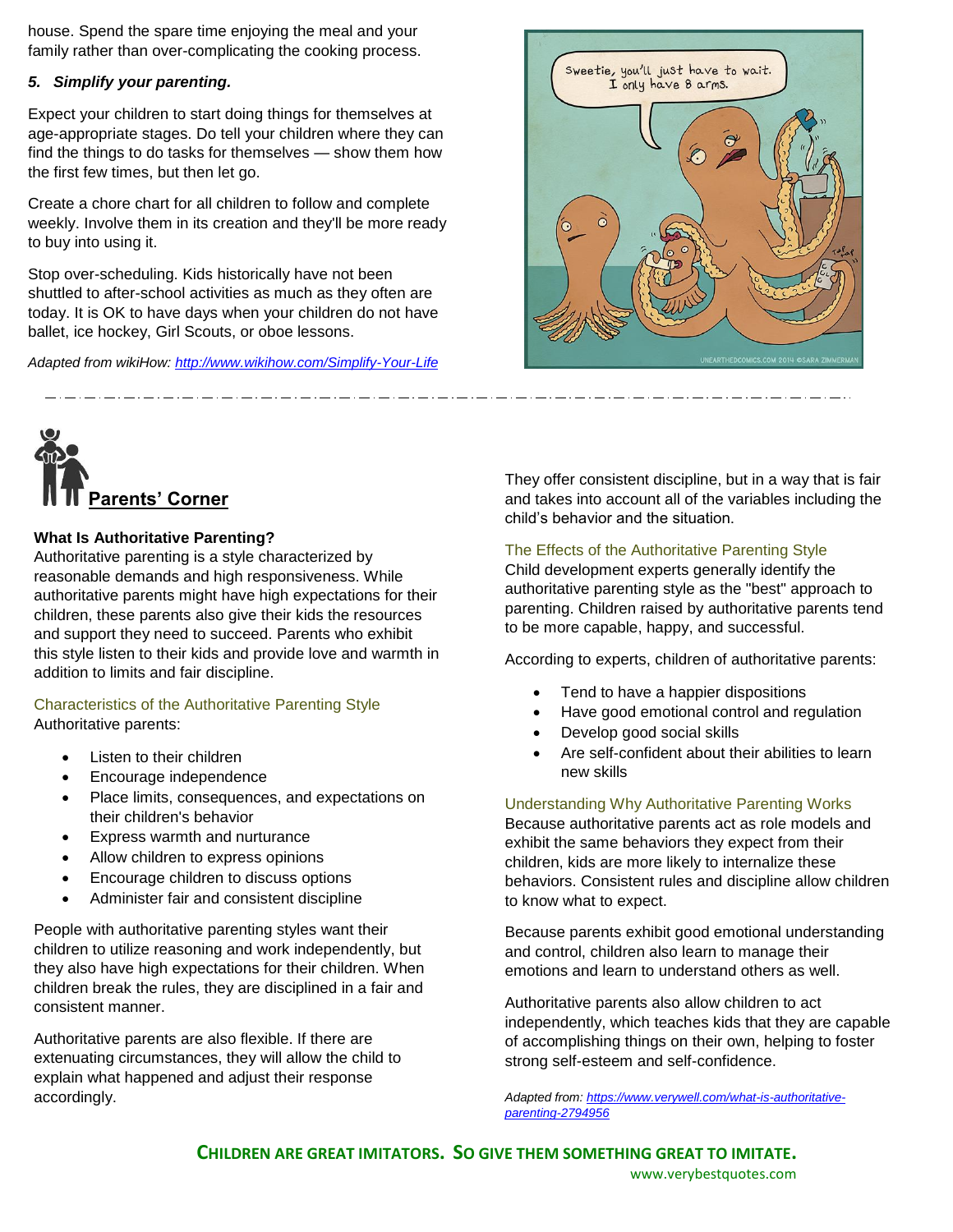house. Spend the spare time enjoying the meal and your family rather than over-complicating the cooking process.

***5. Simplify your parenting.***

Expect your children to start doing things for themselves at age-appropriate stages. Do tell your children where they can find the things to do tasks for themselves — show them how the first few times, but then let go.

Create a chore chart for all children to follow and complete weekly. Involve them in its creation and they'll be more ready to buy into using it.

Stop over-scheduling. Kids historically have not been shuttled to after-school activities as much as they often are today. It is OK to have days when your children do not have ballet, ice hockey, Girl Scouts, or oboe lessons.

*Adapted from wikiHow: [http://www.wikihow.com/Simplify-Your-Life](http://www.wikihow.com/Simplify-Your-Life)*

## Parents' Corner

**What Is Authoritative Parenting?**

Authoritative parenting is a style characterized by reasonable demands and high responsiveness. While authoritative parents might have high expectations for their children, these parents also give their kids the resources and support they need to succeed. Parents who exhibit this style listen to their kids and provide love and warmth in addition to limits and fair discipline.

### Characteristics of the Authoritative Parenting Style

Authoritative parents:

- Listen to their children
- Encourage independence
- Place limits, consequences, and expectations on their children's behavior
- Express warmth and nurturance
- Allow children to express opinions
- Encourage children to discuss options
- Administer fair and consistent discipline

People with authoritative parenting styles want their children to utilize reasoning and work independently, but they also have high expectations for their children. When children break the rules, they are disciplined in a fair and consistent manner.

Authoritative parents are also flexible. If there are extenuating circumstances, they will allow the child to explain what happened and adjust their response accordingly.

They offer consistent discipline, but in a way that is fair and takes into account all of the variables including the child's behavior and the situation.

### The Effects of the Authoritative Parenting Style

Child development experts generally identify the authoritative parenting style as the "best" approach to parenting. Children raised by authoritative parents tend to be more capable, happy, and successful.

According to experts, children of authoritative parents:

- Tend to have a happier dispositions
- Have good emotional control and regulation
- Develop good social skills
- Are self-confident about their abilities to learn new skills

### Understanding Why Authoritative Parenting Works

Because authoritative parents act as role models and exhibit the same behaviors they expect from their children, kids are more likely to internalize these behaviors. Consistent rules and discipline allow children to know what to expect.

Because parents exhibit good emotional understanding and control, children also learn to manage their emotions and learn to understand others as well.

Authoritative parents also allow children to act independently, which teaches kids that they are capable of accomplishing things on their own, helping to foster strong self-esteem and self-confidence.

*Adapted from: [https://www.verywell.com/what-is-authoritative-parenting-2794956](https://www.verywell.com/what-is-authoritative-parenting-2794956)*

**CHILDREN ARE GREAT IMITATORS. SO GIVE THEM SOMETHING GREAT TO IMITATE.**

www.verybestquotes.com